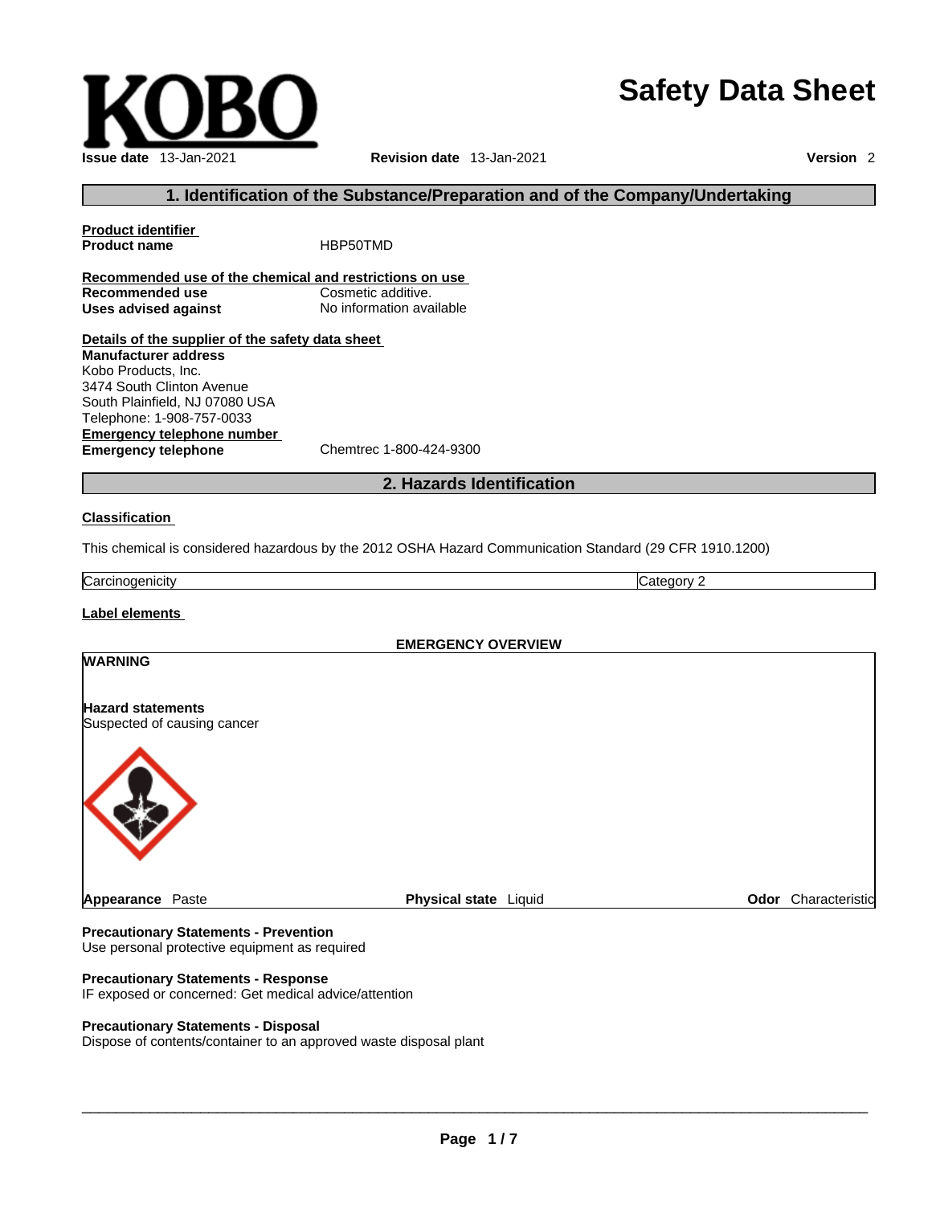KOBO

# Safety Data Sheet

**Issue date** 13-Jan-2021 **Revision date** 13-Jan-2021 **Version** 2

## 1. Identification of the Substance/Preparation and of the Company/Undertaking

**Product identifier**

**Product name** HBP50TMD

**Recommended use of the chemical and restrictions on use**

**Recommended use** Cosmetic additive.
**Uses advised against** No information available

**Details of the supplier of the safety data sheet**

**Manufacturer address**
Kobo Products, Inc.
3474 South Clinton Avenue
South Plainfield, NJ 07080 USA
Telephone: 1-908-757-0033

**Emergency telephone number**

**Emergency telephone** Chemtrec 1-800-424-9300

## 2. Hazards Identification

**Classification**

This chemical is considered hazardous by the 2012 OSHA Hazard Communication Standard (29 CFR 1910.1200)

| Carcinogenicity | Category 2 |
| --- | --- |

**Label elements**

**EMERGENCY OVERVIEW**

**WARNING**

**Hazard statements**
Suspected of causing cancer

**Appearance** Paste **Physical state** Liquid **Odor** Characteristic

**Precautionary Statements - Prevention**
Use personal protective equipment as required

**Precautionary Statements - Response**
IF exposed or concerned: Get medical advice/attention

**Precautionary Statements - Disposal**
Dispose of contents/container to an approved waste disposal plant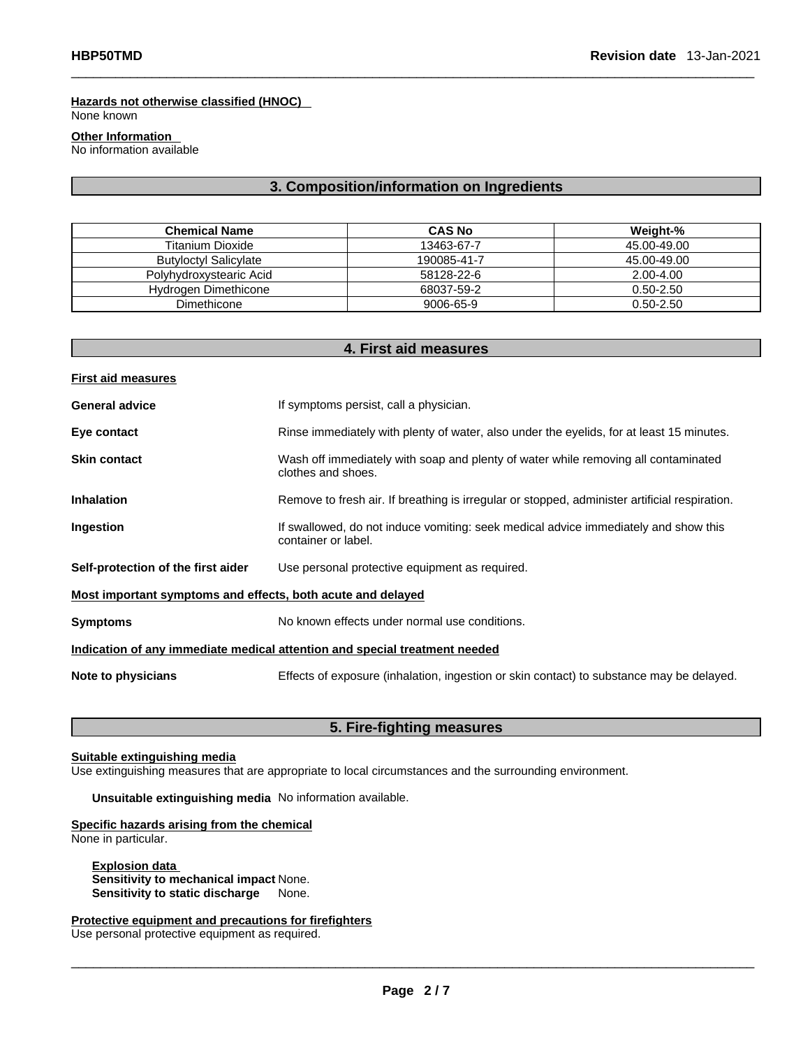**Hazards not otherwise classified (HNOC)**
None known

**Other Information**
No information available

## 3. Composition/information on Ingredients

| Chemical Name | CAS No | Weight-% |
|---|---|---|
| Titanium Dioxide | 13463-67-7 | 45.00-49.00 |
| Butyloctyl Salicylate | 190085-41-7 | 45.00-49.00 |
| Polyhydroxystearic Acid | 58128-22-6 | 2.00-4.00 |
| Hydrogen Dimethicone | 68037-59-2 | 0.50-2.50 |
| Dimethicone | 9006-65-9 | 0.50-2.50 |

## 4. First aid measures

**First aid measures**

**General advice** If symptoms persist, call a physician.

**Eye contact** Rinse immediately with plenty of water, also under the eyelids, for at least 15 minutes.

**Skin contact** Wash off immediately with soap and plenty of water while removing all contaminated clothes and shoes.

**Inhalation** Remove to fresh air. If breathing is irregular or stopped, administer artificial respiration.

**Ingestion** If swallowed, do not induce vomiting: seek medical advice immediately and show this container or label.

**Self-protection of the first aider** Use personal protective equipment as required.

**Most important symptoms and effects, both acute and delayed**

**Symptoms** No known effects under normal use conditions.

**Indication of any immediate medical attention and special treatment needed**

**Note to physicians** Effects of exposure (inhalation, ingestion or skin contact) to substance may be delayed.

## 5. Fire-fighting measures

**Suitable extinguishing media**
Use extinguishing measures that are appropriate to local circumstances and the surrounding environment.

**Unsuitable extinguishing media** No information available.

**Specific hazards arising from the chemical**
None in particular.

**Explosion data**
**Sensitivity to mechanical impact** None.
**Sensitivity to static discharge** None.

**Protective equipment and precautions for firefighters**
Use personal protective equipment as required.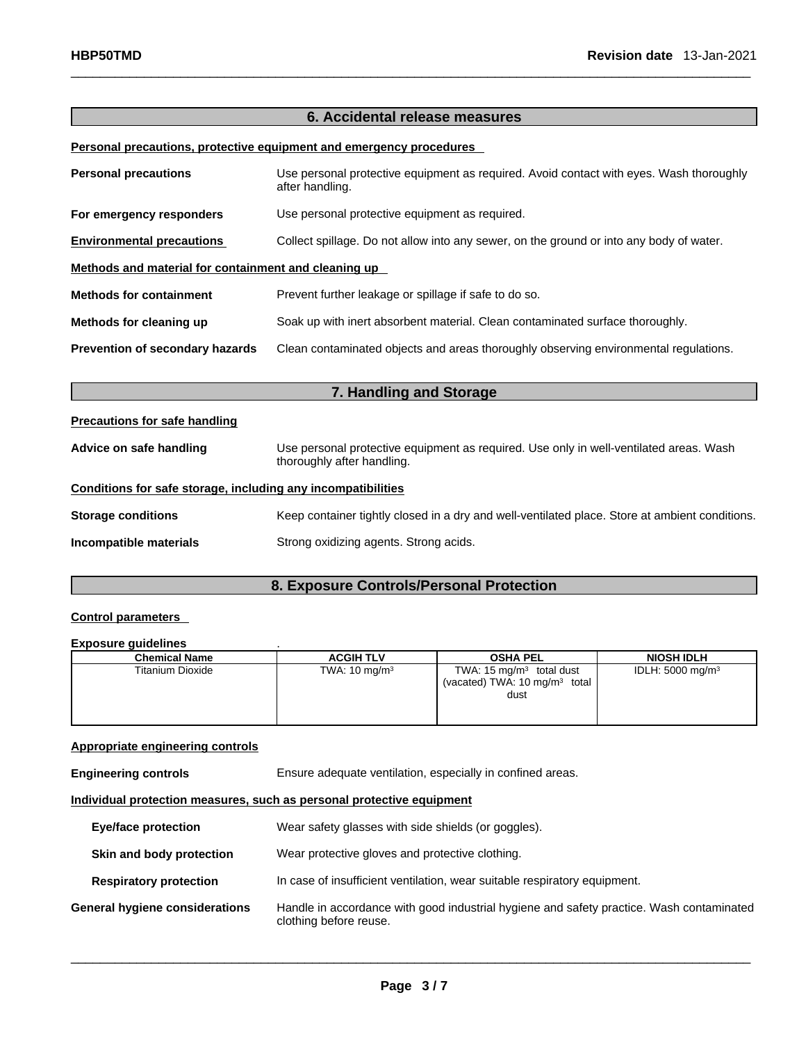## 6. Accidental release measures

**Personal precautions, protective equipment and emergency procedures**

**Personal precautions** Use personal protective equipment as required. Avoid contact with eyes. Wash thoroughly after handling.

**For emergency responders** Use personal protective equipment as required.

**Environmental precautions** Collect spillage. Do not allow into any sewer, on the ground or into any body of water.

**Methods and material for containment and cleaning up**

**Methods for containment** Prevent further leakage or spillage if safe to do so.

**Methods for cleaning up** Soak up with inert absorbent material. Clean contaminated surface thoroughly.

**Prevention of secondary hazards** Clean contaminated objects and areas thoroughly observing environmental regulations.

## 7. Handling and Storage

**Precautions for safe handling**

**Advice on safe handling** Use personal protective equipment as required. Use only in well-ventilated areas. Wash thoroughly after handling.

**Conditions for safe storage, including any incompatibilities**

**Storage conditions** Keep container tightly closed in a dry and well-ventilated place. Store at ambient conditions.

**Incompatible materials** Strong oxidizing agents. Strong acids.

## 8. Exposure Controls/Personal Protection

**Control parameters**

**Exposure guidelines** .

| Chemical Name | ACGIH TLV | OSHA PEL | NIOSH IDLH |
|---|---|---|---|
| Titanium Dioxide | TWA: 10 mg/m³ | TWA: 15 mg/m³ total dust (vacated) TWA: 10 mg/m³ total dust | IDLH: 5000 mg/m³ |

**Appropriate engineering controls**

**Engineering controls** Ensure adequate ventilation, especially in confined areas.

**Individual protection measures, such as personal protective equipment**

**Eye/face protection** Wear safety glasses with side shields (or goggles).

**Skin and body protection** Wear protective gloves and protective clothing.

**Respiratory protection** In case of insufficient ventilation, wear suitable respiratory equipment.

**General hygiene considerations** Handle in accordance with good industrial hygiene and safety practice. Wash contaminated clothing before reuse.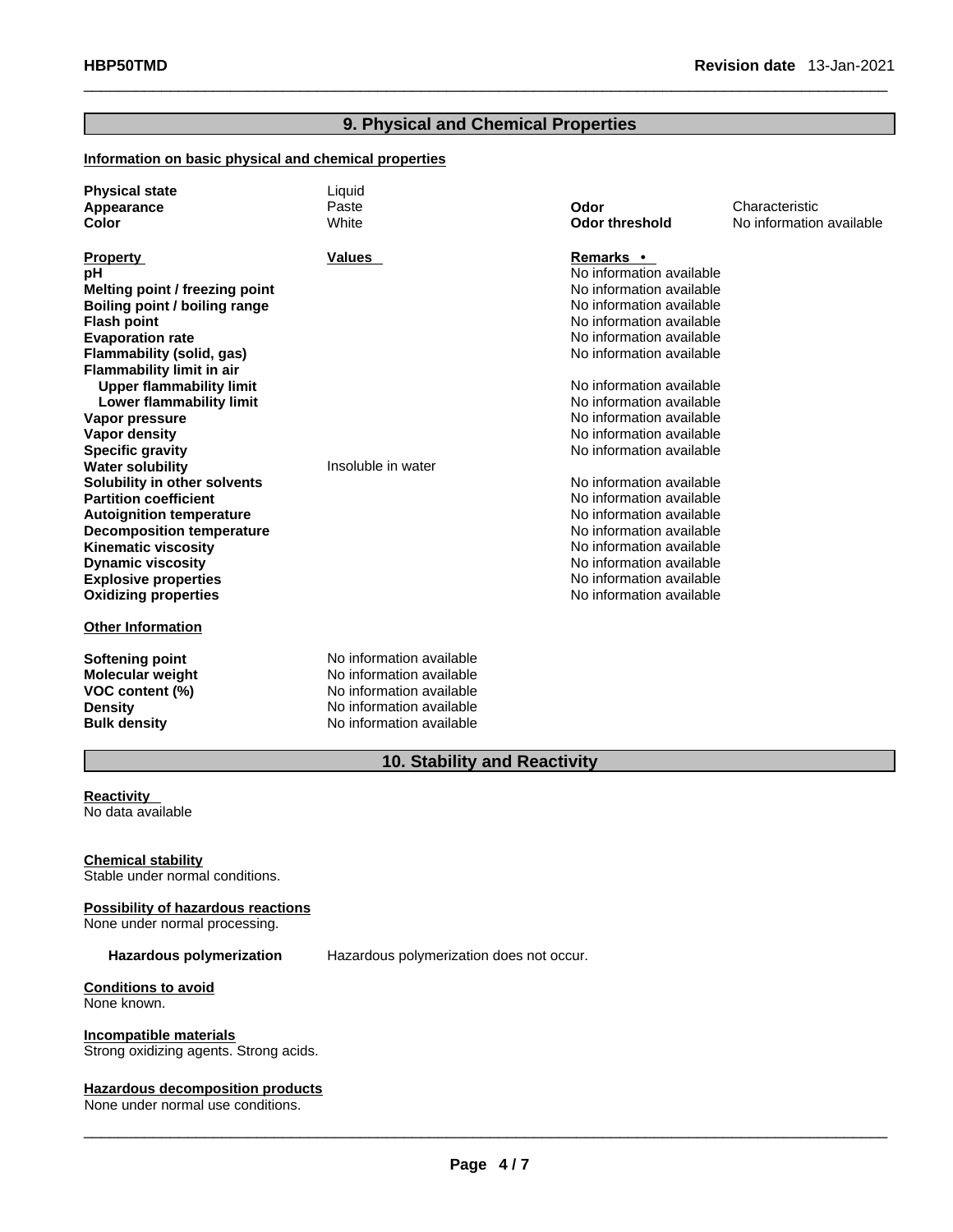## 9. Physical and Chemical Properties

**Information on basic physical and chemical properties**

| | | | |
|---|---|---|---|
| **Physical state** | Liquid | | |
| **Appearance** | Paste | **Odor** | Characteristic |
| **Color** | White | **Odor threshold** | No information available |

| **Property** | **Values** | **Remarks •** |
|---|---|---|
| **pH** | | No information available |
| **Melting point / freezing point** | | No information available |
| **Boiling point / boiling range** | | No information available |
| **Flash point** | | No information available |
| **Evaporation rate** | | No information available |
| **Flammability (solid, gas)** | | No information available |
| **Flammability limit in air** | | |
| **Upper flammability limit** | | No information available |
| **Lower flammability limit** | | No information available |
| **Vapor pressure** | | No information available |
| **Vapor density** | | No information available |
| **Specific gravity** | | No information available |
| **Water solubility** | Insoluble in water | |
| **Solubility in other solvents** | | No information available |
| **Partition coefficient** | | No information available |
| **Autoignition temperature** | | No information available |
| **Decomposition temperature** | | No information available |
| **Kinematic viscosity** | | No information available |
| **Dynamic viscosity** | | No information available |
| **Explosive properties** | | No information available |
| **Oxidizing properties** | | No information available |

**Other Information**

| | |
|---|---|
| **Softening point** | No information available |
| **Molecular weight** | No information available |
| **VOC content (%)** | No information available |
| **Density** | No information available |
| **Bulk density** | No information available |

## 10. Stability and Reactivity

**Reactivity**
No data available

**Chemical stability**
Stable under normal conditions.

**Possibility of hazardous reactions**
None under normal processing.

**Hazardous polymerization** Hazardous polymerization does not occur.

**Conditions to avoid**
None known.

**Incompatible materials**
Strong oxidizing agents. Strong acids.

**Hazardous decomposition products**
None under normal use conditions.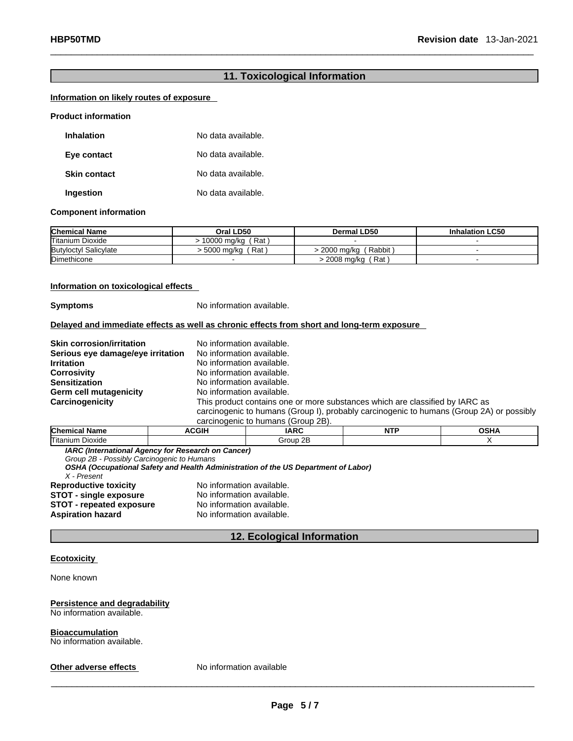## 11. Toxicological Information

**Information on likely routes of exposure**

**Product information**

**Inhalation** No data available.

**Eye contact** No data available.

**Skin contact** No data available.

**Ingestion** No data available.

**Component information**

| Chemical Name | Oral LD50 | Dermal LD50 | Inhalation LC50 |
|---|---|---|---|
| Titanium Dioxide | > 10000 mg/kg ( Rat ) | - | - |
| Butyloctyl Salicylate | > 5000 mg/kg ( Rat ) | > 2000 mg/kg ( Rabbit ) | - |
| Dimethicone | - | > 2008 mg/kg ( Rat ) | - |

**Information on toxicological effects**

**Symptoms** No information available.

**Delayed and immediate effects as well as chronic effects from short and long-term exposure**

**Skin corrosion/irritation** No information available.
**Serious eye damage/eye irritation** No information available.
**Irritation** No information available.
**Corrosivity** No information available.
**Sensitization** No information available.
**Germ cell mutagenicity** No information available.
**Carcinogenicity** This product contains one or more substances which are classified by IARC as carcinogenic to humans (Group I), probably carcinogenic to humans (Group 2A) or possibly carcinogenic to humans (Group 2B).

| Chemical Name | ACGIH | IARC | NTP | OSHA |
|---|---|---|---|---|
| Titanium Dioxide | | Group 2B | | X |

***IARC (International Agency for Research on Cancer)***
*Group 2B - Possibly Carcinogenic to Humans*
***OSHA (Occupational Safety and Health Administration of the US Department of Labor)***
*X - Present*

**Reproductive toxicity** No information available.
**STOT - single exposure** No information available.
**STOT - repeated exposure** No information available.
**Aspiration hazard** No information available.

## 12. Ecological Information

**Ecotoxicity**

None known

**Persistence and degradability**
No information available.

**Bioaccumulation**
No information available.

**Other adverse effects** No information available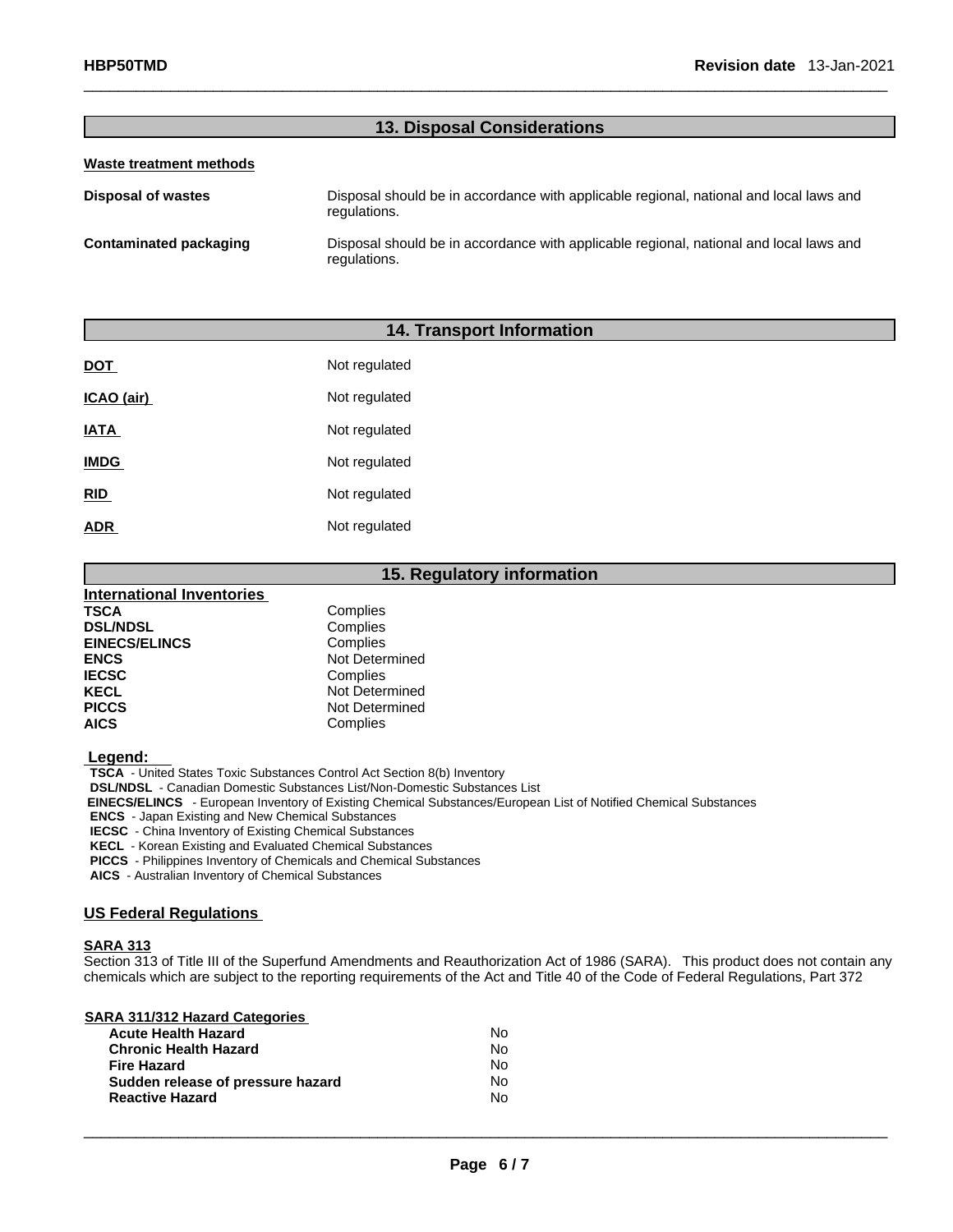## 13. Disposal Considerations

**Waste treatment methods**

| | |
|---|---|
| **Disposal of wastes** | Disposal should be in accordance with applicable regional, national and local laws and regulations. |
| **Contaminated packaging** | Disposal should be in accordance with applicable regional, national and local laws and regulations. |

## 14. Transport Information

| | |
|---|---|
| **DOT** | Not regulated |
| **ICAO (air)** | Not regulated |
| **IATA** | Not regulated |
| **IMDG** | Not regulated |
| **RID** | Not regulated |
| **ADR** | Not regulated |

## 15. Regulatory information

**International Inventories**

| | |
|---|---|
| **TSCA** | Complies |
| **DSL/NDSL** | Complies |
| **EINECS/ELINCS** | Complies |
| **ENCS** | Not Determined |
| **IECSC** | Complies |
| **KECL** | Not Determined |
| **PICCS** | Not Determined |
| **AICS** | Complies |

**Legend:**

**TSCA** - United States Toxic Substances Control Act Section 8(b) Inventory
**DSL/NDSL** - Canadian Domestic Substances List/Non-Domestic Substances List
**EINECS/ELINCS** - European Inventory of Existing Chemical Substances/European List of Notified Chemical Substances
**ENCS** - Japan Existing and New Chemical Substances
**IECSC** - China Inventory of Existing Chemical Substances
**KECL** - Korean Existing and Evaluated Chemical Substances
**PICCS** - Philippines Inventory of Chemicals and Chemical Substances
**AICS** - Australian Inventory of Chemical Substances

### US Federal Regulations

**SARA 313**

Section 313 of Title III of the Superfund Amendments and Reauthorization Act of 1986 (SARA). This product does not contain any chemicals which are subject to the reporting requirements of the Act and Title 40 of the Code of Federal Regulations, Part 372

**SARA 311/312 Hazard Categories**

| | |
|---|---|
| **Acute Health Hazard** | No |
| **Chronic Health Hazard** | No |
| **Fire Hazard** | No |
| **Sudden release of pressure hazard** | No |
| **Reactive Hazard** | No |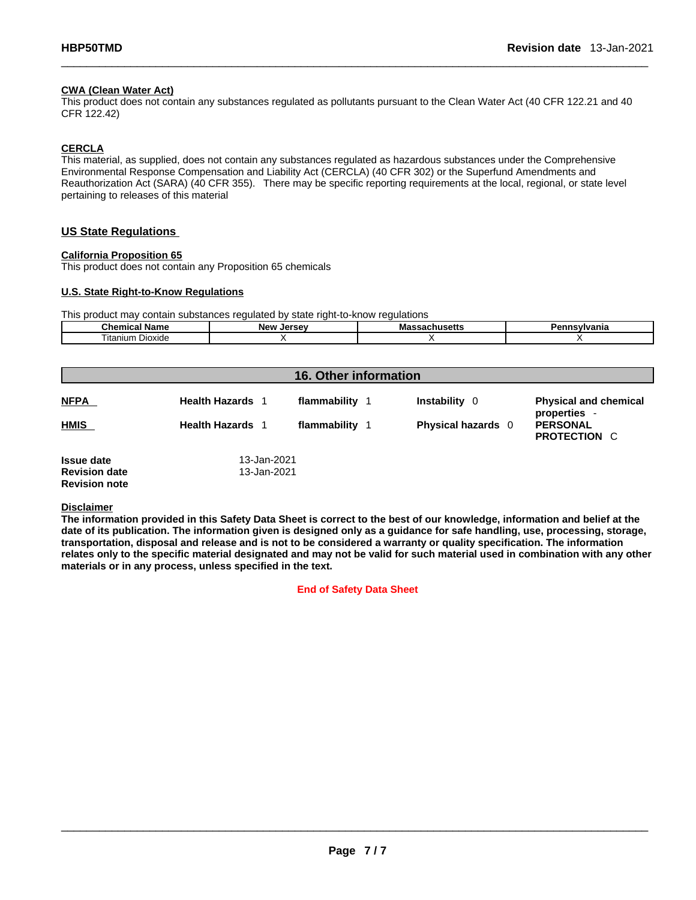### CWA (Clean Water Act)

This product does not contain any substances regulated as pollutants pursuant to the Clean Water Act (40 CFR 122.21 and 40 CFR 122.42)

### CERCLA

This material, as supplied, does not contain any substances regulated as hazardous substances under the Comprehensive Environmental Response Compensation and Liability Act (CERCLA) (40 CFR 302) or the Superfund Amendments and Reauthorization Act (SARA) (40 CFR 355). There may be specific reporting requirements at the local, regional, or state level pertaining to releases of this material

## US State Regulations

### California Proposition 65

This product does not contain any Proposition 65 chemicals

### U.S. State Right-to-Know Regulations

This product may contain substances regulated by state right-to-know regulations

| Chemical Name | New Jersey | Massachusetts | Pennsylvania |
|---|---|---|---|
| Titanium Dioxide | X | X | X |

## 16. Other information

| | | | | |
|---|---|---|---|---|
| **NFPA** | **Health Hazards** 1 | **flammability** 1 | **Instability** 0 | **Physical and chemical properties** - |
| **HMIS** | **Health Hazards** 1 | **flammability** 1 | **Physical hazards** 0 | **PERSONAL PROTECTION** C |

**Issue date** 13-Jan-2021
**Revision date** 13-Jan-2021
**Revision note**

### Disclaimer

**The information provided in this Safety Data Sheet is correct to the best of our knowledge, information and belief at the date of its publication. The information given is designed only as a guidance for safe handling, use, processing, storage, transportation, disposal and release and is not to be considered a warranty or quality specification. The information relates only to the specific material designated and may not be valid for such material used in combination with any other materials or in any process, unless specified in the text.**

**End of Safety Data Sheet**